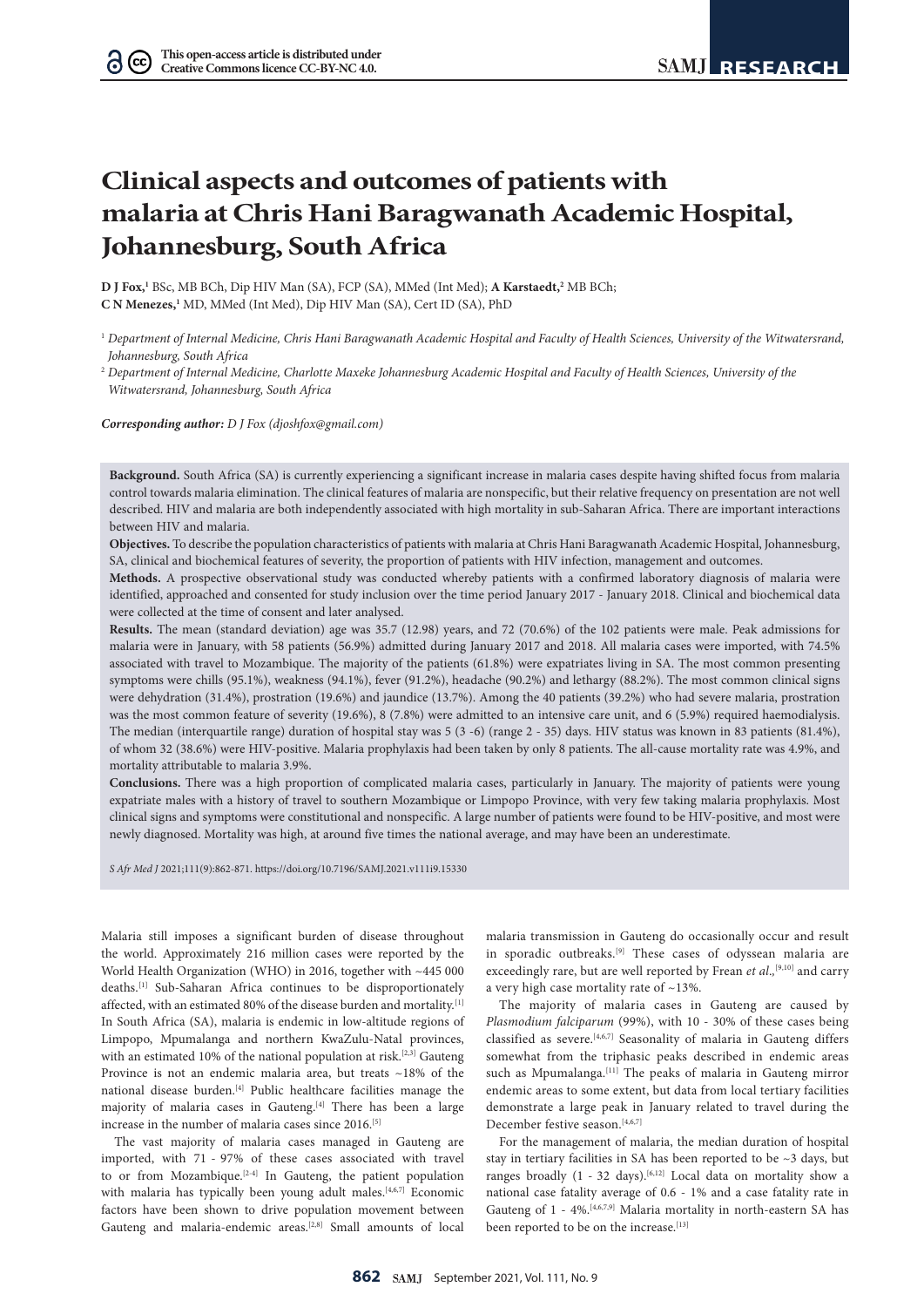# Clinical aspects and outcomes of patients with malaria at Chris Hani Baragwanath Academic Hospital, Johannesburg, South Africa

**D J Fox,**[1] BSc, MB BCh, Dip HIV Man (SA), FCP (SA), MMed (Int Med); **A Karstaedt,**[2] MB BCh; **C N Menezes,**[1] MD, MMed (Int Med), Dip HIV Man (SA), Cert ID (SA), PhD

[1] *Department of Internal Medicine, Chris Hani Baragwanath Academic Hospital and Faculty of Health Sciences, University of the Witwatersrand, Johannesburg, South Africa*

[2] *Department of Internal Medicine, Charlotte Maxeke Johannesburg Academic Hospital and Faculty of Health Sciences, University of the Witwatersrand, Johannesburg, South Africa*

***Corresponding author:** D J Fox (djoshfox@gmail.com)*

**Background.** South Africa (SA) is currently experiencing a significant increase in malaria cases despite having shifted focus from malaria control towards malaria elimination. The clinical features of malaria are nonspecific, but their relative frequency on presentation are not well described. HIV and malaria are both independently associated with high mortality in sub-Saharan Africa. There are important interactions between HIV and malaria.

**Objectives.** To describe the population characteristics of patients with malaria at Chris Hani Baragwanath Academic Hospital, Johannesburg, SA, clinical and biochemical features of severity, the proportion of patients with HIV infection, management and outcomes.

**Methods.** A prospective observational study was conducted whereby patients with a confirmed laboratory diagnosis of malaria were identified, approached and consented for study inclusion over the time period January 2017 - January 2018. Clinical and biochemical data were collected at the time of consent and later analysed.

**Results.** The mean (standard deviation) age was 35.7 (12.98) years, and 72 (70.6%) of the 102 patients were male. Peak admissions for malaria were in January, with 58 patients (56.9%) admitted during January 2017 and 2018. All malaria cases were imported, with 74.5% associated with travel to Mozambique. The majority of the patients (61.8%) were expatriates living in SA. The most common presenting symptoms were chills (95.1%), weakness (94.1%), fever (91.2%), headache (90.2%) and lethargy (88.2%). The most common clinical signs were dehydration (31.4%), prostration (19.6%) and jaundice (13.7%). Among the 40 patients (39.2%) who had severe malaria, prostration was the most common feature of severity (19.6%), 8 (7.8%) were admitted to an intensive care unit, and 6 (5.9%) required haemodialysis. The median (interquartile range) duration of hospital stay was 5 (3 -6) (range 2 - 35) days. HIV status was known in 83 patients (81.4%), of whom 32 (38.6%) were HIV-positive. Malaria prophylaxis had been taken by only 8 patients. The all-cause mortality rate was 4.9%, and mortality attributable to malaria 3.9%.

**Conclusions.** There was a high proportion of complicated malaria cases, particularly in January. The majority of patients were young expatriate males with a history of travel to southern Mozambique or Limpopo Province, with very few taking malaria prophylaxis. Most clinical signs and symptoms were constitutional and nonspecific. A large number of patients were found to be HIV-positive, and most were newly diagnosed. Mortality was high, at around five times the national average, and may have been an underestimate.

*S Afr Med J* 2021;111(9):862-871. https://doi.org/10.7196/SAMJ.2021.v111i9.15330

Malaria still imposes a significant burden of disease throughout the world. Approximately 216 million cases were reported by the World Health Organization (WHO) in 2016, together with ~445 000 deaths.[1] Sub-Saharan Africa continues to be disproportionately affected, with an estimated 80% of the disease burden and mortality.[1] In South Africa (SA), malaria is endemic in low-altitude regions of Limpopo, Mpumalanga and northern KwaZulu-Natal provinces, with an estimated 10% of the national population at risk.[2,3] Gauteng Province is not an endemic malaria area, but treats ~18% of the national disease burden.[4] Public healthcare facilities manage the majority of malaria cases in Gauteng.[4] There has been a large increase in the number of malaria cases since 2016.[5]

The vast majority of malaria cases managed in Gauteng are imported, with 71 - 97% of these cases associated with travel to or from Mozambique.[2-4] In Gauteng, the patient population with malaria has typically been young adult males.[4,6,7] Economic factors have been shown to drive population movement between Gauteng and malaria-endemic areas.[2,8] Small amounts of local malaria transmission in Gauteng do occasionally occur and result in sporadic outbreaks.[9] These cases of odyssean malaria are exceedingly rare, but are well reported by Frean *et al*.,[9,10] and carry a very high case mortality rate of ~13%.

The majority of malaria cases in Gauteng are caused by *Plasmodium falciparum* (99%), with 10 - 30% of these cases being classified as severe.[4,6,7] Seasonality of malaria in Gauteng differs somewhat from the triphasic peaks described in endemic areas such as Mpumalanga.[11] The peaks of malaria in Gauteng mirror endemic areas to some extent, but data from local tertiary facilities demonstrate a large peak in January related to travel during the December festive season.[4,6,7]

For the management of malaria, the median duration of hospital stay in tertiary facilities in SA has been reported to be ~3 days, but ranges broadly (1 - 32 days).[6,12] Local data on mortality show a national case fatality average of 0.6 - 1% and a case fatality rate in Gauteng of 1 - 4%.[4,6,7,9] Malaria mortality in north-eastern SA has been reported to be on the increase.[13]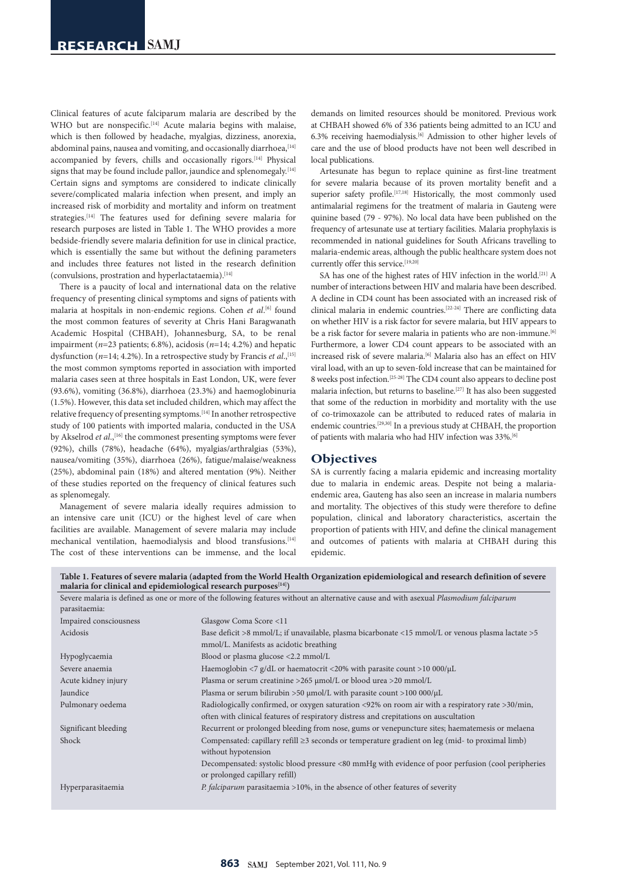Clinical features of acute falciparum malaria are described by the WHO but are nonspecific.[14] Acute malaria begins with malaise, which is then followed by headache, myalgias, dizziness, anorexia, abdominal pains, nausea and vomiting, and occasionally diarrhoea,[14] accompanied by fevers, chills and occasionally rigors.[14] Physical signs that may be found include pallor, jaundice and splenomegaly.[14] Certain signs and symptoms are considered to indicate clinically severe/complicated malaria infection when present, and imply an increased risk of morbidity and mortality and inform on treatment strategies.[14] The features used for defining severe malaria for research purposes are listed in Table 1. The WHO provides a more bedside-friendly severe malaria definition for use in clinical practice, which is essentially the same but without the defining parameters and includes three features not listed in the research definition (convulsions, prostration and hyperlactataemia).[14]

There is a paucity of local and international data on the relative frequency of presenting clinical symptoms and signs of patients with malaria at hospitals in non-endemic regions. Cohen *et al*.[6] found the most common features of severity at Chris Hani Baragwanath Academic Hospital (CHBAH), Johannesburg, SA, to be renal impairment (*n*=23 patients; 6.8%), acidosis (*n*=14; 4.2%) and hepatic dysfunction (*n*=14; 4.2%). In a retrospective study by Francis *et al*.,[15] the most common symptoms reported in association with imported malaria cases seen at three hospitals in East London, UK, were fever (93.6%), vomiting (36.8%), diarrhoea (23.3%) and haemoglobinuria (1.5%). However, this data set included children, which may affect the relative frequency of presenting symptoms.[14] In another retrospective study of 100 patients with imported malaria, conducted in the USA by Akselrod *et al*.,[16] the commonest presenting symptoms were fever (92%), chills (78%), headache (64%), myalgias/arthralgias (53%), nausea/vomiting (35%), diarrhoea (26%), fatigue/malaise/weakness (25%), abdominal pain (18%) and altered mentation (9%). Neither of these studies reported on the frequency of clinical features such as splenomegaly.

Management of severe malaria ideally requires admission to an intensive care unit (ICU) or the highest level of care when facilities are available. Management of severe malaria may include mechanical ventilation, haemodialysis and blood transfusions.[14] The cost of these interventions can be immense, and the local demands on limited resources should be monitored. Previous work at CHBAH showed 6% of 336 patients being admitted to an ICU and 6.3% receiving haemodialysis.[6] Admission to other higher levels of care and the use of blood products have not been well described in local publications.

Artesunate has begun to replace quinine as first-line treatment for severe malaria because of its proven mortality benefit and a superior safety profile.[17,18] Historically, the most commonly used antimalarial regimens for the treatment of malaria in Gauteng were quinine based (79 - 97%). No local data have been published on the frequency of artesunate use at tertiary facilities. Malaria prophylaxis is recommended in national guidelines for South Africans travelling to malaria-endemic areas, although the public healthcare system does not currently offer this service.[19,20]

SA has one of the highest rates of HIV infection in the world.[21] A number of interactions between HIV and malaria have been described. A decline in CD4 count has been associated with an increased risk of clinical malaria in endemic countries.[22-24] There are conflicting data on whether HIV is a risk factor for severe malaria, but HIV appears to be a risk factor for severe malaria in patients who are non-immune.[6] Furthermore, a lower CD4 count appears to be associated with an increased risk of severe malaria.[6] Malaria also has an effect on HIV viral load, with an up to seven-fold increase that can be maintained for 8 weeks post infection.[25-28] The CD4 count also appears to decline post malaria infection, but returns to baseline.[27] It has also been suggested that some of the reduction in morbidity and mortality with the use of co-trimoxazole can be attributed to reduced rates of malaria in endemic countries.[29,30] In a previous study at CHBAH, the proportion of patients with malaria who had HIV infection was 33%.[6]

## Objectives

SA is currently facing a malaria epidemic and increasing mortality due to malaria in endemic areas. Despite not being a malaria-endemic area, Gauteng has also seen an increase in malaria numbers and mortality. The objectives of this study were therefore to define population, clinical and laboratory characteristics, ascertain the proportion of patients with HIV, and define the clinical management and outcomes of patients with malaria at CHBAH during this epidemic.

**Table 1. Features of severe malaria (adapted from the World Health Organization epidemiological and research definition of severe malaria for clinical and epidemiological research purposes[14])**

Severe malaria is defined as one or more of the following features without an alternative cause and with asexual *Plasmodium falciparum* parasitaemia:

| Feature | Definition |
|---|---|
| Impaired consciousness | Glasgow Coma Score <11 |
| Acidosis | Base deficit >8 mmol/L; if unavailable, plasma bicarbonate <15 mmol/L or venous plasma lactate >5 mmol/L. Manifests as acidotic breathing |
| Hypoglycaemia | Blood or plasma glucose <2.2 mmol/L |
| Severe anaemia | Haemoglobin <7 g/dL or haematocrit <20% with parasite count >10 000/µL |
| Acute kidney injury | Plasma or serum creatinine >265 µmol/L or blood urea >20 mmol/L |
| Jaundice | Plasma or serum bilirubin >50 µmol/L with parasite count >100 000/µL |
| Pulmonary oedema | Radiologically confirmed, or oxygen saturation <92% on room air with a respiratory rate >30/min, often with clinical features of respiratory distress and crepitations on auscultation |
| Significant bleeding | Recurrent or prolonged bleeding from nose, gums or venepuncture sites; haematemesis or melaena |
| Shock | Compensated: capillary refill ≥3 seconds or temperature gradient on leg (mid- to proximal limb) without hypotension |
| | Decompensated: systolic blood pressure <80 mmHg with evidence of poor perfusion (cool peripheries or prolonged capillary refill) |
| Hyperparasitaemia | *P. falciparum* parasitaemia >10%, in the absence of other features of severity |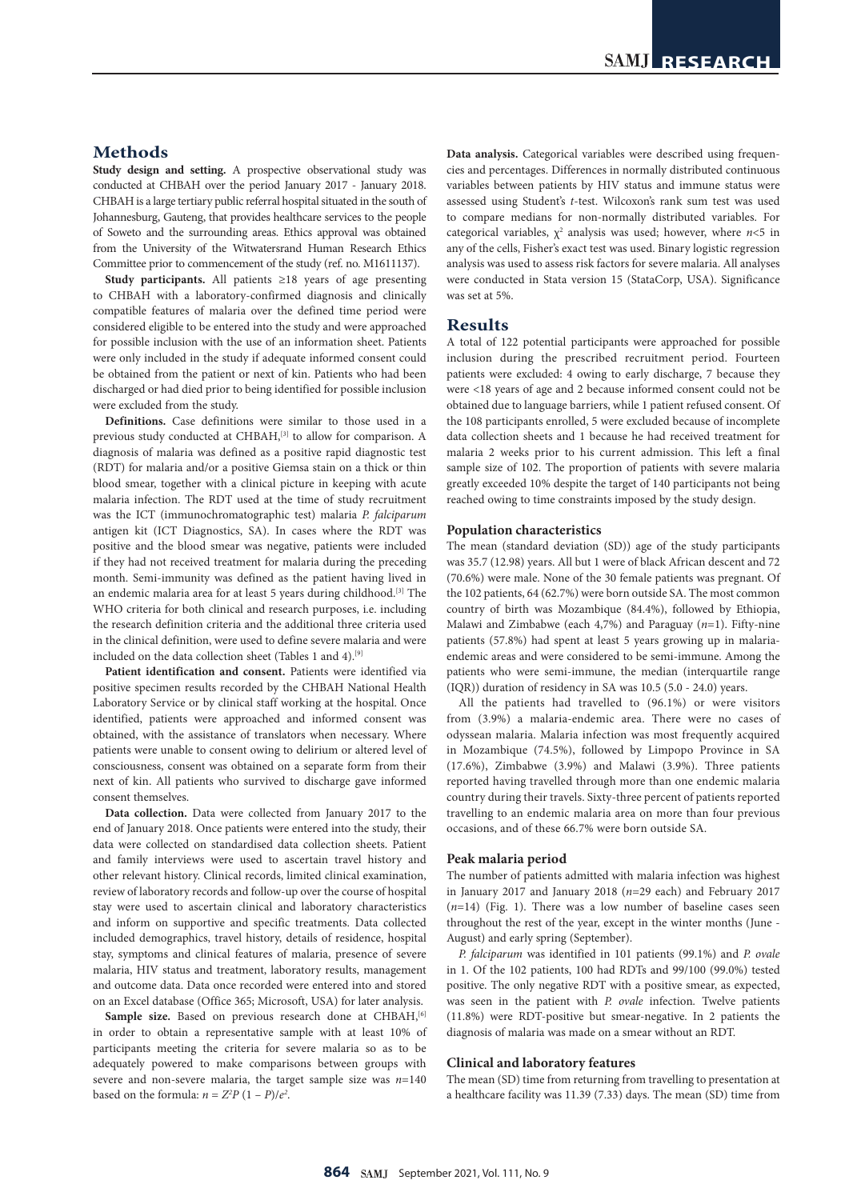## Methods

**Study design and setting.** A prospective observational study was conducted at CHBAH over the period January 2017 - January 2018. CHBAH is a large tertiary public referral hospital situated in the south of Johannesburg, Gauteng, that provides healthcare services to the people of Soweto and the surrounding areas. Ethics approval was obtained from the University of the Witwatersrand Human Research Ethics Committee prior to commencement of the study (ref. no. M1611137).

**Study participants.** All patients ≥18 years of age presenting to CHBAH with a laboratory-confirmed diagnosis and clinically compatible features of malaria over the defined time period were considered eligible to be entered into the study and were approached for possible inclusion with the use of an information sheet. Patients were only included in the study if adequate informed consent could be obtained from the patient or next of kin. Patients who had been discharged or had died prior to being identified for possible inclusion were excluded from the study.

**Definitions.** Case definitions were similar to those used in a previous study conducted at CHBAH,[3] to allow for comparison. A diagnosis of malaria was defined as a positive rapid diagnostic test (RDT) for malaria and/or a positive Giemsa stain on a thick or thin blood smear, together with a clinical picture in keeping with acute malaria infection. The RDT used at the time of study recruitment was the ICT (immunochromatographic test) malaria *P. falciparum* antigen kit (ICT Diagnostics, SA). In cases where the RDT was positive and the blood smear was negative, patients were included if they had not received treatment for malaria during the preceding month. Semi-immunity was defined as the patient having lived in an endemic malaria area for at least 5 years during childhood.[3] The WHO criteria for both clinical and research purposes, i.e. including the research definition criteria and the additional three criteria used in the clinical definition, were used to define severe malaria and were included on the data collection sheet (Tables 1 and 4).[9]

**Patient identification and consent.** Patients were identified via positive specimen results recorded by the CHBAH National Health Laboratory Service or by clinical staff working at the hospital. Once identified, patients were approached and informed consent was obtained, with the assistance of translators when necessary. Where patients were unable to consent owing to delirium or altered level of consciousness, consent was obtained on a separate form from their next of kin. All patients who survived to discharge gave informed consent themselves.

**Data collection.** Data were collected from January 2017 to the end of January 2018. Once patients were entered into the study, their data were collected on standardised data collection sheets. Patient and family interviews were used to ascertain travel history and other relevant history. Clinical records, limited clinical examination, review of laboratory records and follow-up over the course of hospital stay were used to ascertain clinical and laboratory characteristics and inform on supportive and specific treatments. Data collected included demographics, travel history, details of residence, hospital stay, symptoms and clinical features of malaria, presence of severe malaria, HIV status and treatment, laboratory results, management and outcome data. Data once recorded were entered into and stored on an Excel database (Office 365; Microsoft, USA) for later analysis.

**Sample size.** Based on previous research done at CHBAH,[6] in order to obtain a representative sample with at least 10% of participants meeting the criteria for severe malaria so as to be adequately powered to make comparisons between groups with severe and non-severe malaria, the target sample size was $n$=140 based on the formula: $n = Z^2P(1 - P)/e^2$.

**Data analysis.** Categorical variables were described using frequencies and percentages. Differences in normally distributed continuous variables between patients by HIV status and immune status were assessed using Student's *t*-test. Wilcoxon's rank sum test was used to compare medians for non-normally distributed variables. For categorical variables, $\chi^2$ analysis was used; however, where $n$<5 in any of the cells, Fisher's exact test was used. Binary logistic regression analysis was used to assess risk factors for severe malaria. All analyses were conducted in Stata version 15 (StataCorp, USA). Significance was set at 5%.

## Results

A total of 122 potential participants were approached for possible inclusion during the prescribed recruitment period. Fourteen patients were excluded: 4 owing to early discharge, 7 because they were <18 years of age and 2 because informed consent could not be obtained due to language barriers, while 1 patient refused consent. Of the 108 participants enrolled, 5 were excluded because of incomplete data collection sheets and 1 because he had received treatment for malaria 2 weeks prior to his current admission. This left a final sample size of 102. The proportion of patients with severe malaria greatly exceeded 10% despite the target of 140 participants not being reached owing to time constraints imposed by the study design.

### Population characteristics

The mean (standard deviation (SD)) age of the study participants was 35.7 (12.98) years. All but 1 were of black African descent and 72 (70.6%) were male. None of the 30 female patients was pregnant. Of the 102 patients, 64 (62.7%) were born outside SA. The most common country of birth was Mozambique (84.4%), followed by Ethiopia, Malawi and Zimbabwe (each 4,7%) and Paraguay ($n$=1). Fifty-nine patients (57.8%) had spent at least 5 years growing up in malaria-endemic areas and were considered to be semi-immune. Among the patients who were semi-immune, the median (interquartile range (IQR)) duration of residency in SA was 10.5 (5.0 - 24.0) years.

All the patients had travelled to (96.1%) or were visitors from (3.9%) a malaria-endemic area. There were no cases of odyssean malaria. Malaria infection was most frequently acquired in Mozambique (74.5%), followed by Limpopo Province in SA (17.6%), Zimbabwe (3.9%) and Malawi (3.9%). Three patients reported having travelled through more than one endemic malaria country during their travels. Sixty-three percent of patients reported travelling to an endemic malaria area on more than four previous occasions, and of these 66.7% were born outside SA.

### Peak malaria period

The number of patients admitted with malaria infection was highest in January 2017 and January 2018 ($n$=29 each) and February 2017 ($n$=14) (Fig. 1). There was a low number of baseline cases seen throughout the rest of the year, except in the winter months (June - August) and early spring (September).

*P. falciparum* was identified in 101 patients (99.1%) and *P. ovale* in 1. Of the 102 patients, 100 had RDTs and 99/100 (99.0%) tested positive. The only negative RDT with a positive smear, as expected, was seen in the patient with *P. ovale* infection. Twelve patients (11.8%) were RDT-positive but smear-negative. In 2 patients the diagnosis of malaria was made on a smear without an RDT.

### Clinical and laboratory features

The mean (SD) time from returning from travelling to presentation at a healthcare facility was 11.39 (7.33) days. The mean (SD) time from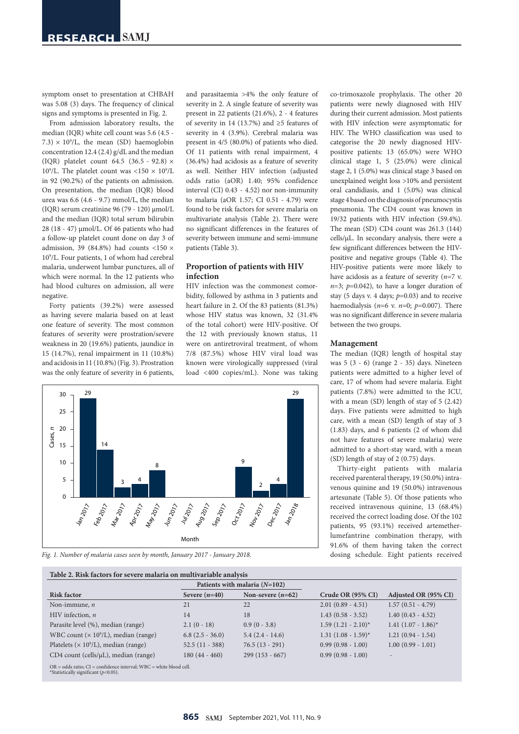symptom onset to presentation at CHBAH was 5.08 (3) days. The frequency of clinical signs and symptoms is presented in Fig. 2.

From admission laboratory results, the median (IQR) white cell count was 5.6 (4.5 - 7.3) × $10^9$/L, the mean (SD) haemoglobin concentration 12.4 (2.4) g/dL and the median (IQR) platelet count 64.5 (36.5 - 92.8) × $10^9$/L. The platelet count was <150 × $10^9$/L in 92 (90.2%) of the patients on admission. On presentation, the median (IQR) blood urea was 6.6 (4.6 - 9.7) mmol/L, the median (IQR) serum creatinine 96 (79 - 120) µmol/L and the median (IQR) total serum bilirubin 28 (18 - 47) µmol/L. Of 46 patients who had a follow-up platelet count done on day 3 of admission, 39 (84.8%) had counts <150 × $10^9$/L. Four patients, 1 of whom had cerebral malaria, underwent lumbar punctures, all of which were normal. In the 12 patients who had blood cultures on admission, all were negative.

Forty patients (39.2%) were assessed as having severe malaria based on at least one feature of severity. The most common features of severity were prostration/severe weakness in 20 (19.6%) patients, jaundice in 15 (14.7%), renal impairment in 11 (10.8%) and acidosis in 11 (10.8%) (Fig. 3). Prostration was the only feature of severity in 6 patients, and parasitaemia >4% the only feature of severity in 2. A single feature of severity was present in 22 patients (21.6%), 2 - 4 features of severity in 14 (13.7%) and ≥5 features of severity in 4 (3.9%). Cerebral malaria was present in 4/5 (80.0%) of patients who died. Of 11 patients with renal impairment, 4 (36.4%) had acidosis as a feature of severity as well. Neither HIV infection (adjusted odds ratio (aOR) 1.40; 95% confidence interval (CI) 0.43 - 4.52) nor non-immunity to malaria (aOR 1.57; CI 0.51 - 4.79) were found to be risk factors for severe malaria on multivariate analysis (Table 2). There were no significant differences in the features of severity between immune and semi-immune patients (Table 3).

## Proportion of patients with HIV infection

HIV infection was the commonest comorbidity, followed by asthma in 3 patients and heart failure in 2. Of the 83 patients (81.3%) whose HIV status was known, 32 (31.4% of the total cohort) were HIV-positive. Of the 12 with previously known status, 11 were on antiretroviral treatment, of whom 7/8 (87.5%) whose HIV viral load was known were virologically suppressed (viral load <400 copies/mL). None was taking co-trimoxazole prophylaxis. The other 20 patients were newly diagnosed with HIV during their current admission. Most patients with HIV infection were asymptomatic for HIV. The WHO classification was used to categorise the 20 newly diagnosed HIV-positive patients: 13 (65.0%) were WHO clinical stage 1, 5 (25.0%) were clinical stage 2, 1 (5.0%) was clinical stage 3 based on unexplained weight loss >10% and persistent oral candidiasis, and 1 (5.0%) was clinical stage 4 based on the diagnosis of pneumocystis pneumonia. The CD4 count was known in 19/32 patients with HIV infection (59.4%). The mean (SD) CD4 count was 261.3 (144) cells/µL. In secondary analysis, there were a few significant differences between the HIV-positive and negative groups (Table 4). The HIV-positive patients were more likely to have acidosis as a feature of severity ($n$=7 v. $n$=3; $p$=0.042), to have a longer duration of stay (5 days v. 4 days; $p$=0.03) and to receive haemodialysis ($n$=6 v. $n$=0; $p$=0.007). There was no significant difference in severe malaria between the two groups.

## Management

The median (IQR) length of hospital stay was 5 (3 - 6) (range 2 - 35) days. Nineteen patients were admitted to a higher level of care, 17 of whom had severe malaria. Eight patients (7.8%) were admitted to the ICU, with a mean (SD) length of stay of 5 (2.42) days. Five patients were admitted to high care, with a mean (SD) length of stay of 3 (1.83) days, and 6 patients (2 of whom did not have features of severe malaria) were admitted to a short-stay ward, with a mean (SD) length of stay of 2 (0.75) days.

Thirty-eight patients with malaria received parenteral therapy, 19 (50.0%) intravenous quinine and 19 (50.0%) intravenous artesunate (Table 5). Of those patients who received intravenous quinine, 13 (68.4%) received the correct loading dose. Of the 102 patients, 95 (93.1%) received artemether-lumefantrine combination therapy, with 91.6% of them having taken the correct dosing schedule. Eight patients received

Fig. 1. Number of malaria cases seen by month, January 2017 - January 2018.

| Month | Cases, $n$ |
|---|---|
| Jan 2017 | 29 |
| Feb 2017 | 14 |
| Mar 2017 | 3 |
| Apr 2017 | 4 |
| May 2017 | 8 |
| Jun 2017 | |
| Jul 2017 | |
| Aug 2017 | |
| Sep 2017 | |
| Oct 2017 | 9 |
| Nov 2017 | 2 |
| Dec 2017 | 4 |
| Jan 2018 | 29 |

**Table 2. Risk factors for severe malaria on multivariable analysis**

| | Patients with malaria ($N$=102) | | | |
|---|---|---|---|---|
| **Risk factor** | **Severe ($n$=40)** | **Non-severe ($n$=62)** | **Crude OR (95% CI)** | **Adjusted OR (95% CI)** |
| Non-immune, $n$ | 21 | 22 | 2.01 (0.89 - 4.51) | 1.57 (0.51 - 4.79) |
| HIV infection, $n$ | 14 | 18 | 1.43 (0.58 - 3.52) | 1.40 (0.43 - 4.52) |
| Parasite level (%), median (range) | 2.1 (0 - 18) | 0.9 (0 - 3.8) | 1.59 (1.21 - 2.10)* | 1.41 (1.07 - 1.86)* |
| WBC count (× $10^9$/L), median (range) | 6.8 (2.5 - 36.0) | 5.4 (2.4 - 14.6) | 1.31 (1.08 - 1.59)* | 1.21 (0.94 - 1.54) |
| Platelets (× $10^9$/L), median (range) | 52.5 (11 - 388) | 76.5 (13 - 291) | 0.99 (0.98 - 1.00) | 1.00 (0.99 - 1.01) |
| CD4 count (cells/µL), median (range) | 180 (44 - 460) | 299 (153 - 667) | 0.99 (0.98 - 1.00) | - |

OR = odds ratio; CI = confidence interval; WBC = white blood cell.
*Statistically significant ($p$<0.05).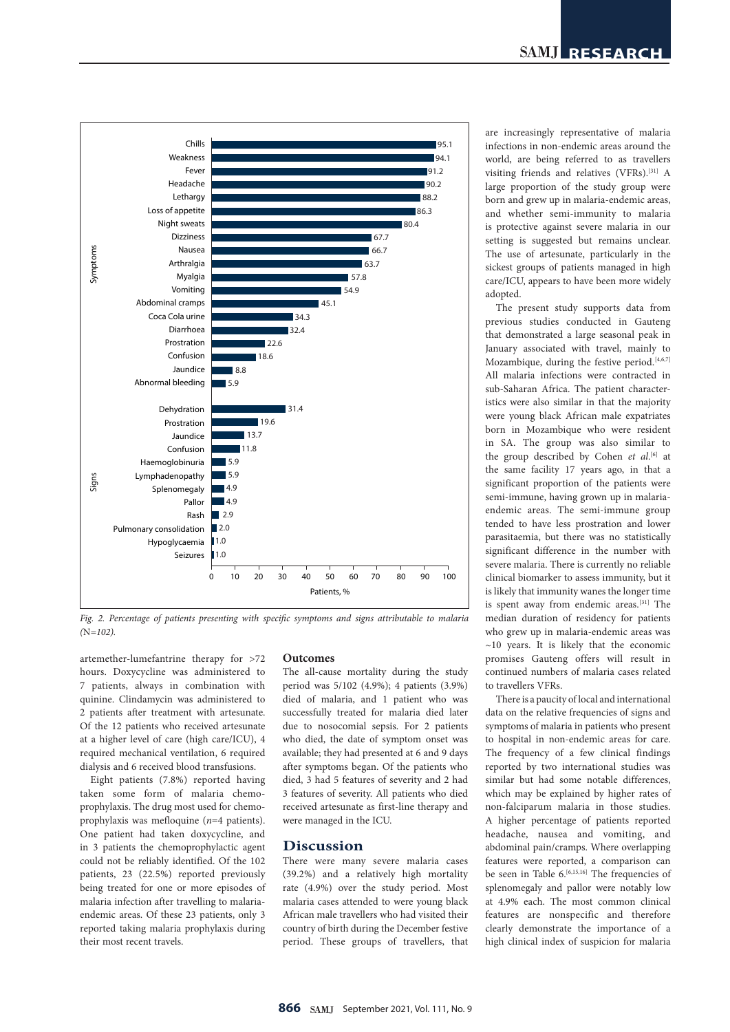Fig. 2. Percentage of patients presenting with specific symptoms and signs attributable to malaria (N=102).

artemether-lumefantrine therapy for >72 hours. Doxycycline was administered to 7 patients, always in combination with quinine. Clindamycin was administered to 2 patients after treatment with artesunate. Of the 12 patients who received artesunate at a higher level of care (high care/ICU), 4 required mechanical ventilation, 6 required dialysis and 6 received blood transfusions.

Eight patients (7.8%) reported having taken some form of malaria chemoprophylaxis. The drug most used for chemoprophylaxis was mefloquine (*n*=4 patients). One patient had taken doxycycline, and in 3 patients the chemoprophylactic agent could not be reliably identified. Of the 102 patients, 23 (22.5%) reported previously being treated for one or more episodes of malaria infection after travelling to malaria-endemic areas. Of these 23 patients, only 3 reported taking malaria prophylaxis during their most recent travels.

### Outcomes

The all-cause mortality during the study period was 5/102 (4.9%); 4 patients (3.9%) died of malaria, and 1 patient who was successfully treated for malaria died later due to nosocomial sepsis. For 2 patients who died, the date of symptom onset was available; they had presented at 6 and 9 days after symptoms began. Of the patients who died, 3 had 5 features of severity and 2 had 3 features of severity. All patients who died received artesunate as first-line therapy and were managed in the ICU.

## Discussion

There were many severe malaria cases (39.2%) and a relatively high mortality rate (4.9%) over the study period. Most malaria cases attended to were young black African male travellers who had visited their country of birth during the December festive period. These groups of travellers, that are increasingly representative of malaria infections in non-endemic areas around the world, are being referred to as travellers visiting friends and relatives (VFRs).[31] A large proportion of the study group were born and grew up in malaria-endemic areas, and whether semi-immunity to malaria is protective against severe malaria in our setting is suggested but remains unclear. The use of artesunate, particularly in the sickest groups of patients managed in high care/ICU, appears to have been more widely adopted.

The present study supports data from previous studies conducted in Gauteng that demonstrated a large seasonal peak in January associated with travel, mainly to Mozambique, during the festive period.[4,6,7] All malaria infections were contracted in sub-Saharan Africa. The patient characteristics were also similar in that the majority were young black African male expatriates born in Mozambique who were resident in SA. The group was also similar to the group described by Cohen *et al.*[6] at the same facility 17 years ago, in that a significant proportion of the patients were semi-immune, having grown up in malaria-endemic areas. The semi-immune group tended to have less prostration and lower parasitaemia, but there was no statistically significant difference in the number with severe malaria. There is currently no reliable clinical biomarker to assess immunity, but it is likely that immunity wanes the longer time is spent away from endemic areas.[31] The median duration of residency for patients who grew up in malaria-endemic areas was ~10 years. It is likely that the economic promises Gauteng offers will result in continued numbers of malaria cases related to travellers VFRs.

There is a paucity of local and international data on the relative frequencies of signs and symptoms of malaria in patients who present to hospital in non-endemic areas for care. The frequency of a few clinical findings reported by two international studies was similar but had some notable differences, which may be explained by higher rates of non-falciparum malaria in those studies. A higher percentage of patients reported headache, nausea and vomiting, and abdominal pain/cramps. Where overlapping features were reported, a comparison can be seen in Table 6.[6,15,16] The frequencies of splenomegaly and pallor were notably low at 4.9% each. The most common clinical features are nonspecific and therefore clearly demonstrate the importance of a high clinical index of suspicion for malaria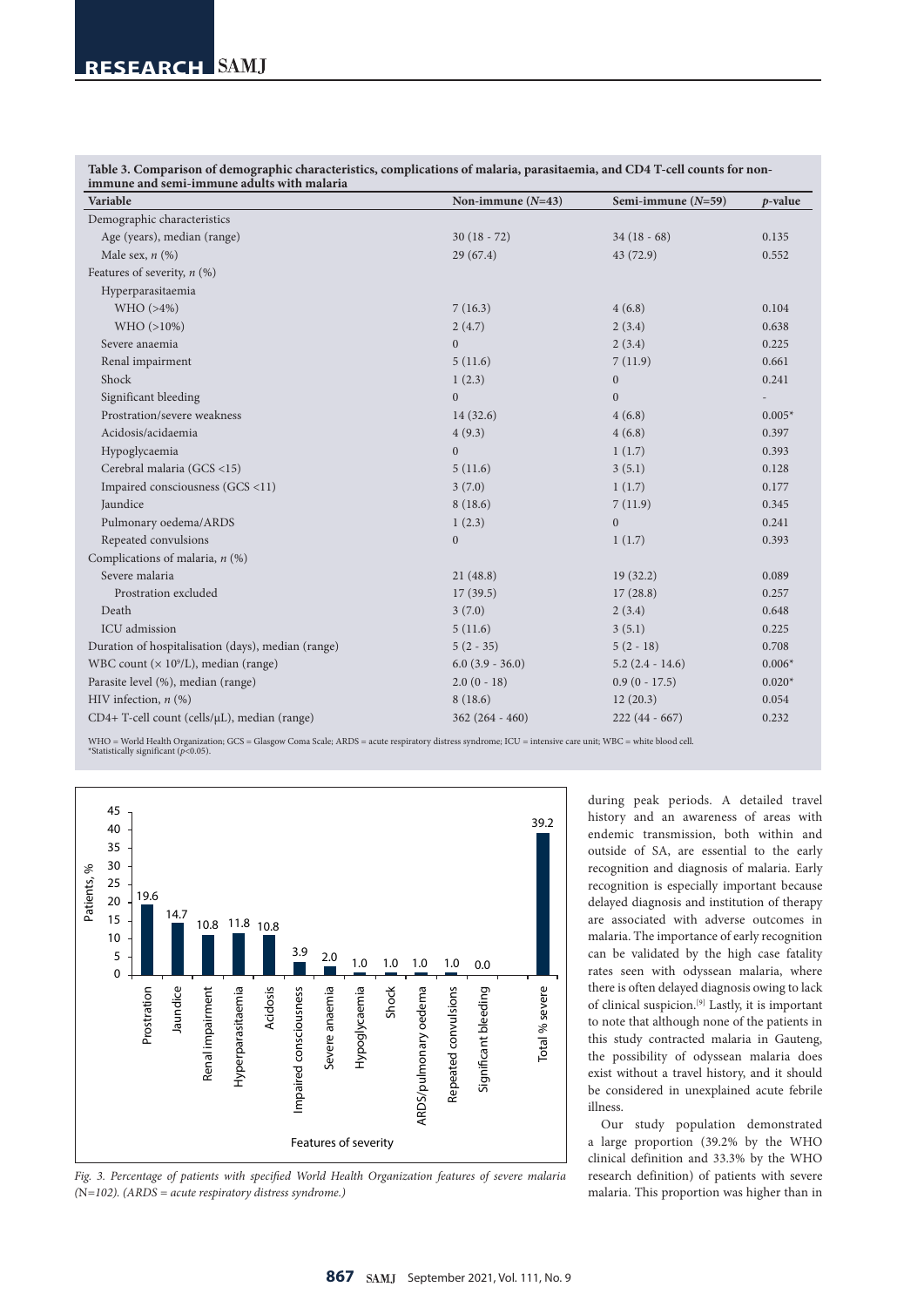**Table 3. Comparison of demographic characteristics, complications of malaria, parasitaemia, and CD4 T-cell counts for non-immune and semi-immune adults with malaria**

| Variable | Non-immune (*N*=43) | Semi-immune (*N*=59) | *p*-value |
|---|---|---|---|
| Demographic characteristics | | | |
| Age (years), median (range) | 30 (18 - 72) | 34 (18 - 68) | 0.135 |
| Male sex, *n* (%) | 29 (67.4) | 43 (72.9) | 0.552 |
| Features of severity, *n* (%) | | | |
| Hyperparasitaemia | | | |
| WHO (>4%) | 7 (16.3) | 4 (6.8) | 0.104 |
| WHO (>10%) | 2 (4.7) | 2 (3.4) | 0.638 |
| Severe anaemia | 0 | 2 (3.4) | 0.225 |
| Renal impairment | 5 (11.6) | 7 (11.9) | 0.661 |
| Shock | 1 (2.3) | 0 | 0.241 |
| Significant bleeding | 0 | 0 | - |
| Prostration/severe weakness | 14 (32.6) | 4 (6.8) | 0.005* |
| Acidosis/acidaemia | 4 (9.3) | 4 (6.8) | 0.397 |
| Hypoglycaemia | 0 | 1 (1.7) | 0.393 |
| Cerebral malaria (GCS <15) | 5 (11.6) | 3 (5.1) | 0.128 |
| Impaired consciousness (GCS <11) | 3 (7.0) | 1 (1.7) | 0.177 |
| Jaundice | 8 (18.6) | 7 (11.9) | 0.345 |
| Pulmonary oedema/ARDS | 1 (2.3) | 0 | 0.241 |
| Repeated convulsions | 0 | 1 (1.7) | 0.393 |
| Complications of malaria, *n* (%) | | | |
| Severe malaria | 21 (48.8) | 19 (32.2) | 0.089 |
| Prostration excluded | 17 (39.5) | 17 (28.8) | 0.257 |
| Death | 3 (7.0) | 2 (3.4) | 0.648 |
| ICU admission | 5 (11.6) | 3 (5.1) | 0.225 |
| Duration of hospitalisation (days), median (range) | 5 (2 - 35) | 5 (2 - 18) | 0.708 |
| WBC count ($\times 10^9$/L), median (range) | 6.0 (3.9 - 36.0) | 5.2 (2.4 - 14.6) | 0.006* |
| Parasite level (%), median (range) | 2.0 (0 - 18) | 0.9 (0 - 17.5) | 0.020* |
| HIV infection, *n* (%) | 8 (18.6) | 12 (20.3) | 0.054 |
| CD4+ T-cell count (cells/µL), median (range) | 362 (264 - 460) | 222 (44 - 667) | 0.232 |

WHO = World Health Organization; GCS = Glasgow Coma Scale; ARDS = acute respiratory distress syndrome; ICU = intensive care unit; WBC = white blood cell.
*Statistically significant ($p$<0.05).

*Fig. 3. Percentage of patients with specified World Health Organization features of severe malaria (*N*=102). (ARDS = acute respiratory distress syndrome.)*

during peak periods. A detailed travel history and an awareness of areas with endemic transmission, both within and outside of SA, are essential to the early recognition and diagnosis of malaria. Early recognition is especially important because delayed diagnosis and institution of therapy are associated with adverse outcomes in malaria. The importance of early recognition can be validated by the high case fatality rates seen with odyssean malaria, where there is often delayed diagnosis owing to lack of clinical suspicion.[9] Lastly, it is important to note that although none of the patients in this study contracted malaria in Gauteng, the possibility of odyssean malaria does exist without a travel history, and it should be considered in unexplained acute febrile illness.

Our study population demonstrated a large proportion (39.2% by the WHO clinical definition and 33.3% by the WHO research definition) of patients with severe malaria. This proportion was higher than in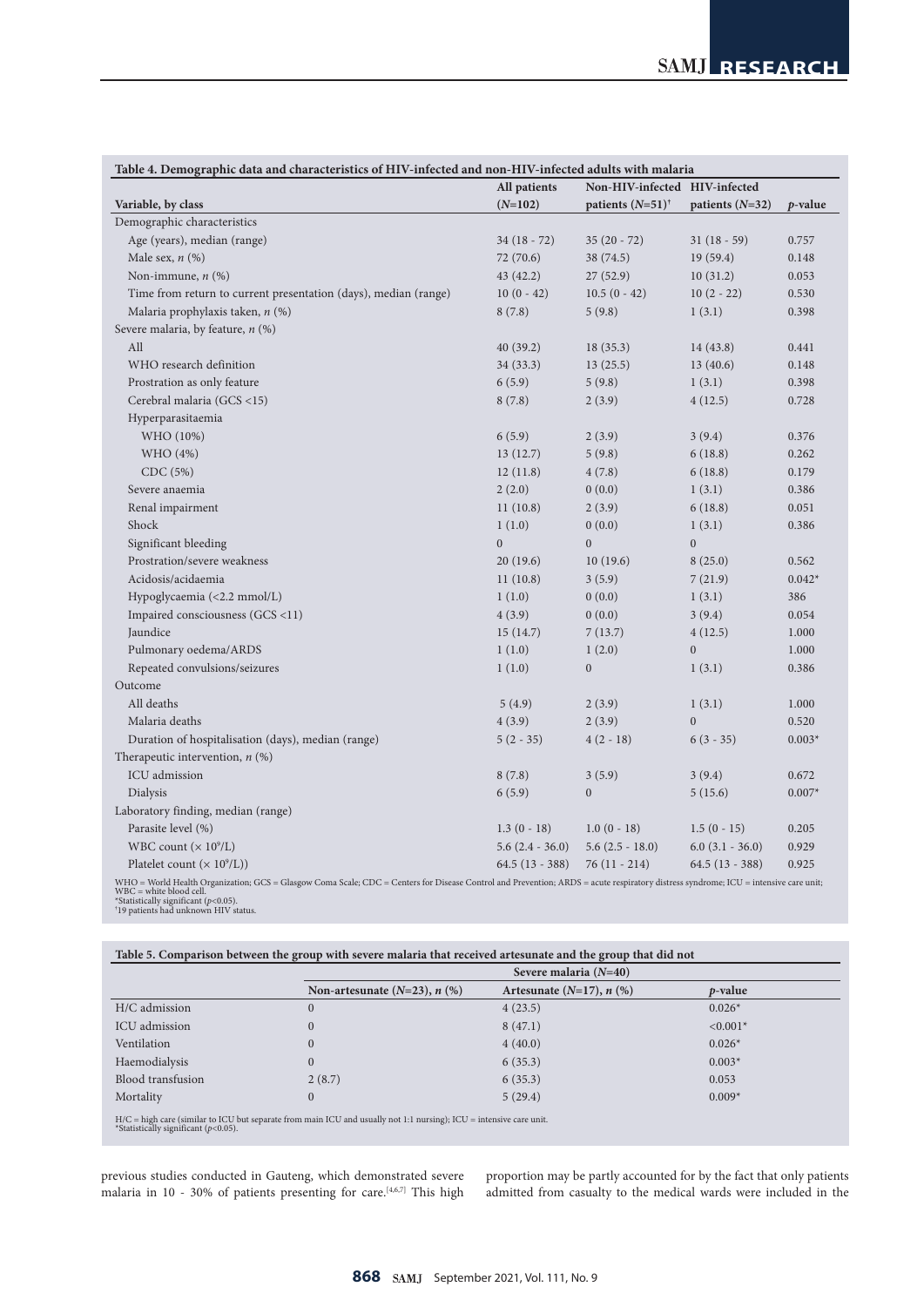**Table 4. Demographic data and characteristics of HIV-infected and non-HIV-infected adults with malaria**

| Variable, by class | All patients (N=102) | Non-HIV-infected patients (N=51)[†] | HIV-infected patients (N=32) | p-value |
|---|---|---|---|---|
| Demographic characteristics | | | | |
| Age (years), median (range) | 34 (18 - 72) | 35 (20 - 72) | 31 (18 - 59) | 0.757 |
| Male sex, n (%) | 72 (70.6) | 38 (74.5) | 19 (59.4) | 0.148 |
| Non-immune, n (%) | 43 (42.2) | 27 (52.9) | 10 (31.2) | 0.053 |
| Time from return to current presentation (days), median (range) | 10 (0 - 42) | 10.5 (0 - 42) | 10 (2 - 22) | 0.530 |
| Malaria prophylaxis taken, n (%) | 8 (7.8) | 5 (9.8) | 1 (3.1) | 0.398 |
| Severe malaria, by feature, n (%) | | | | |
| All | 40 (39.2) | 18 (35.3) | 14 (43.8) | 0.441 |
| WHO research definition | 34 (33.3) | 13 (25.5) | 13 (40.6) | 0.148 |
| Prostration as only feature | 6 (5.9) | 5 (9.8) | 1 (3.1) | 0.398 |
| Cerebral malaria (GCS <15) | 8 (7.8) | 2 (3.9) | 4 (12.5) | 0.728 |
| Hyperparasitaemia | | | | |
| WHO (10%) | 6 (5.9) | 2 (3.9) | 3 (9.4) | 0.376 |
| WHO (4%) | 13 (12.7) | 5 (9.8) | 6 (18.8) | 0.262 |
| CDC (5%) | 12 (11.8) | 4 (7.8) | 6 (18.8) | 0.179 |
| Severe anaemia | 2 (2.0) | 0 (0.0) | 1 (3.1) | 0.386 |
| Renal impairment | 11 (10.8) | 2 (3.9) | 6 (18.8) | 0.051 |
| Shock | 1 (1.0) | 0 (0.0) | 1 (3.1) | 0.386 |
| Significant bleeding | 0 | 0 | 0 | |
| Prostration/severe weakness | 20 (19.6) | 10 (19.6) | 8 (25.0) | 0.562 |
| Acidosis/acidaemia | 11 (10.8) | 3 (5.9) | 7 (21.9) | 0.042* |
| Hypoglycaemia (<2.2 mmol/L) | 1 (1.0) | 0 (0.0) | 1 (3.1) | 386 |
| Impaired consciousness (GCS <11) | 4 (3.9) | 0 (0.0) | 3 (9.4) | 0.054 |
| Jaundice | 15 (14.7) | 7 (13.7) | 4 (12.5) | 1.000 |
| Pulmonary oedema/ARDS | 1 (1.0) | 1 (2.0) | 0 | 1.000 |
| Repeated convulsions/seizures | 1 (1.0) | 0 | 1 (3.1) | 0.386 |
| Outcome | | | | |
| All deaths | 5 (4.9) | 2 (3.9) | 1 (3.1) | 1.000 |
| Malaria deaths | 4 (3.9) | 2 (3.9) | 0 | 0.520 |
| Duration of hospitalisation (days), median (range) | 5 (2 - 35) | 4 (2 - 18) | 6 (3 - 35) | 0.003* |
| Therapeutic intervention, n (%) | | | | |
| ICU admission | 8 (7.8) | 3 (5.9) | 3 (9.4) | 0.672 |
| Dialysis | 6 (5.9) | 0 | 5 (15.6) | 0.007* |
| Laboratory finding, median (range) | | | | |
| Parasite level (%) | 1.3 (0 - 18) | 1.0 (0 - 18) | 1.5 (0 - 15) | 0.205 |
| WBC count ($\times 10^9$/L) | 5.6 (2.4 - 36.0) | 5.6 (2.5 - 18.0) | 6.0 (3.1 - 36.0) | 0.929 |
| Platelet count ($\times 10^9$/L)) | 64.5 (13 - 388) | 76 (11 - 214) | 64.5 (13 - 388) | 0.925 |

WHO = World Health Organization; GCS = Glasgow Coma Scale; CDC = Centers for Disease Control and Prevention; ARDS = acute respiratory distress syndrome; ICU = intensive care unit; WBC = white blood cell.
*Statistically significant ($p<0.05$).
[†]19 patients had unknown HIV status.

**Table 5. Comparison between the group with severe malaria that received artesunate and the group that did not**

| | Severe malaria (N=40) | | |
|---|---|---|---|
| | Non-artesunate (N=23), n (%) | Artesunate (N=17), n (%) | p-value |
| H/C admission | 0 | 4 (23.5) | 0.026* |
| ICU admission | 0 | 8 (47.1) | <0.001* |
| Ventilation | 0 | 4 (40.0) | 0.026* |
| Haemodialysis | 0 | 6 (35.3) | 0.003* |
| Blood transfusion | 2 (8.7) | 6 (35.3) | 0.053 |
| Mortality | 0 | 5 (29.4) | 0.009* |

H/C = high care (similar to ICU but separate from main ICU and usually not 1:1 nursing); ICU = intensive care unit.
*Statistically significant ($p<0.05$).

previous studies conducted in Gauteng, which demonstrated severe malaria in 10 - 30% of patients presenting for care.[4,6,7] This high proportion may be partly accounted for by the fact that only patients admitted from casualty to the medical wards were included in the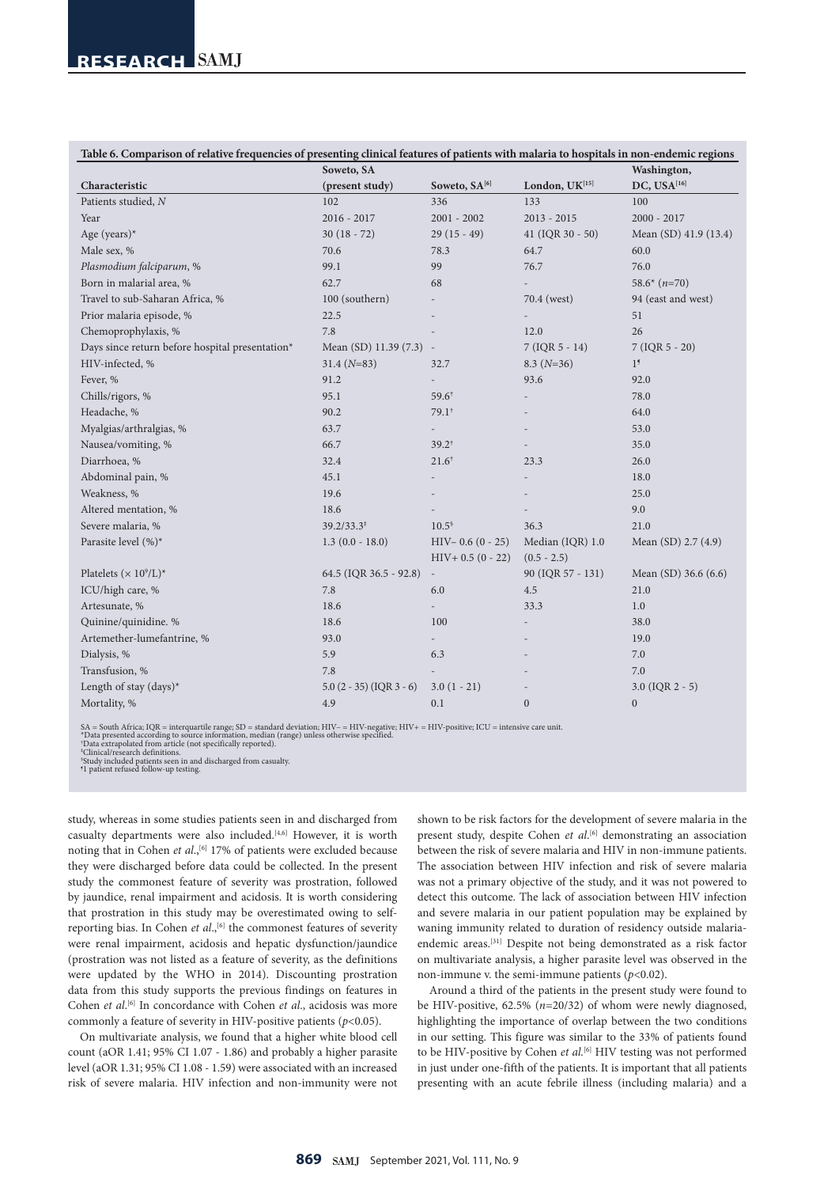**Table 6. Comparison of relative frequencies of presenting clinical features of patients with malaria to hospitals in non-endemic regions**

| Characteristic | Soweto, SA (present study) | Soweto, SA[6] | London, UK[15] | Washington, DC, USA[16] |
|---|---|---|---|---|
| Patients studied, *N* | 102 | 336 | 133 | 100 |
| Year | 2016 - 2017 | 2001 - 2002 | 2013 - 2015 | 2000 - 2017 |
| Age (years)* | 30 (18 - 72) | 29 (15 - 49) | 41 (IQR 30 - 50) | Mean (SD) 41.9 (13.4) |
| Male sex, % | 70.6 | 78.3 | 64.7 | 60.0 |
| *Plasmodium falciparum*, % | 99.1 | 99 | 76.7 | 76.0 |
| Born in malarial area, % | 62.7 | 68 | - | 58.6* (*n*=70) |
| Travel to sub-Saharan Africa, % | 100 (southern) | - | 70.4 (west) | 94 (east and west) |
| Prior malaria episode, % | 22.5 | - | - | 51 |
| Chemoprophylaxis, % | 7.8 | - | 12.0 | 26 |
| Days since return before hospital presentation* | Mean (SD) 11.39 (7.3) | - | 7 (IQR 5 - 14) | 7 (IQR 5 - 20) |
| HIV-infected, % | 31.4 (*N*=83) | 32.7 | 8.3 (*N*=36) | 1[¶] |
| Fever, % | 91.2 | - | 93.6 | 92.0 |
| Chills/rigors, % | 95.1 | 59.6[†] | - | 78.0 |
| Headache, % | 90.2 | 79.1[†] | - | 64.0 |
| Myalgias/arthralgias, % | 63.7 | - | - | 53.0 |
| Nausea/vomiting, % | 66.7 | 39.2[†] | - | 35.0 |
| Diarrhoea, % | 32.4 | 21.6[†] | 23.3 | 26.0 |
| Abdominal pain, % | 45.1 | - | - | 18.0 |
| Weakness, % | 19.6 | - | - | 25.0 |
| Altered mentation, % | 18.6 | - | - | 9.0 |
| Severe malaria, % | 39.2/33.3[‡] | 10.5[§] | 36.3 | 21.0 |
| Parasite level (%)* | 1.3 (0.0 - 18.0) | HIV– 0.6 (0 - 25) HIV+ 0.5 (0 - 22) | Median (IQR) 1.0 (0.5 - 2.5) | Mean (SD) 2.7 (4.9) |
| Platelets ($\times 10^9$/L)* | 64.5 (IQR 36.5 - 92.8) | - | 90 (IQR 57 - 131) | Mean (SD) 36.6 (6.6) |
| ICU/high care, % | 7.8 | 6.0 | 4.5 | 21.0 |
| Artesunate, % | 18.6 | - | 33.3 | 1.0 |
| Quinine/quinidine. % | 18.6 | 100 | - | 38.0 |
| Artemether-lumefantrine, % | 93.0 | - | - | 19.0 |
| Dialysis, % | 5.9 | 6.3 | - | 7.0 |
| Transfusion, % | 7.8 | - | - | 7.0 |
| Length of stay (days)* | 5.0 (2 - 35) (IQR 3 - 6) | 3.0 (1 - 21) | - | 3.0 (IQR 2 - 5) |
| Mortality, % | 4.9 | 0.1 | 0 | 0 |

SA = South Africa; IQR = interquartile range; SD = standard deviation; HIV– = HIV-negative; HIV+ = HIV-positive; ICU = intensive care unit.
*Data presented according to source information, median (range) unless otherwise specified.
[†]Data extrapolated from article (not specifically reported).
[‡]Clinical/research definitions.
[§]Study included patients seen in and discharged from casualty.
[¶]1 patient refused follow-up testing.

study, whereas in some studies patients seen in and discharged from casualty departments were also included.[4,6] However, it is worth noting that in Cohen *et al.*,[6] 17% of patients were excluded because they were discharged before data could be collected. In the present study the commonest feature of severity was prostration, followed by jaundice, renal impairment and acidosis. It is worth considering that prostration in this study may be overestimated owing to self-reporting bias. In Cohen *et al.*,[6] the commonest features of severity were renal impairment, acidosis and hepatic dysfunction/jaundice (prostration was not listed as a feature of severity, as the definitions were updated by the WHO in 2014). Discounting prostration data from this study supports the previous findings on features in Cohen *et al.*[6] In concordance with Cohen *et al.*, acidosis was more commonly a feature of severity in HIV-positive patients ($p$<0.05).

On multivariate analysis, we found that a higher white blood cell count (aOR 1.41; 95% CI 1.07 - 1.86) and probably a higher parasite level (aOR 1.31; 95% CI 1.08 - 1.59) were associated with an increased risk of severe malaria. HIV infection and non-immunity were not shown to be risk factors for the development of severe malaria in the present study, despite Cohen *et al.*[6] demonstrating an association between the risk of severe malaria and HIV in non-immune patients. The association between HIV infection and risk of severe malaria was not a primary objective of the study, and it was not powered to detect this outcome. The lack of association between HIV infection and severe malaria in our patient population may be explained by waning immunity related to duration of residency outside malaria-endemic areas.[31] Despite not being demonstrated as a risk factor on multivariate analysis, a higher parasite level was observed in the non-immune v. the semi-immune patients ($p$<0.02).

Around a third of the patients in the present study were found to be HIV-positive, 62.5% (*n*=20/32) of whom were newly diagnosed, highlighting the importance of overlap between the two conditions in our setting. This figure was similar to the 33% of patients found to be HIV-positive by Cohen *et al.*[6] HIV testing was not performed in just under one-fifth of the patients. It is important that all patients presenting with an acute febrile illness (including malaria) and a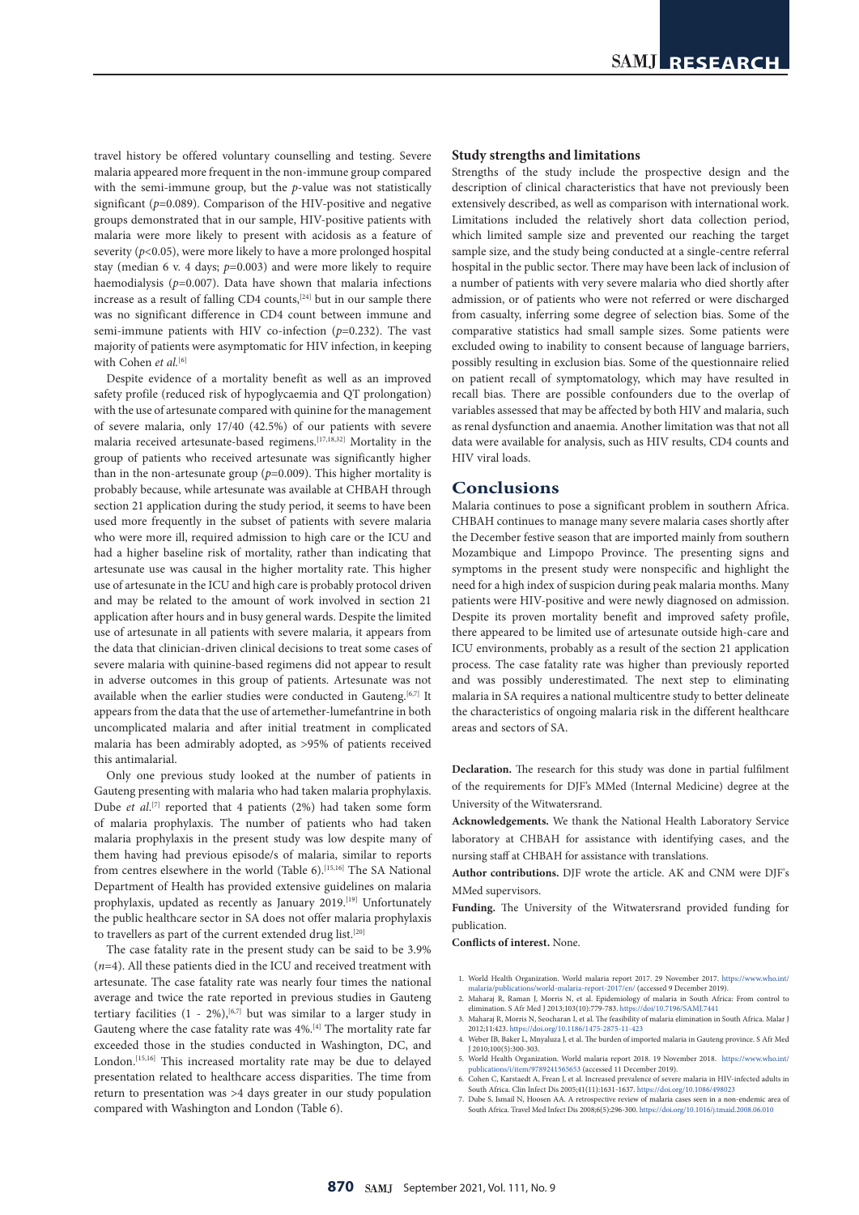travel history be offered voluntary counselling and testing. Severe malaria appeared more frequent in the non-immune group compared with the semi-immune group, but the *p*-value was not statistically significant ($p$=0.089). Comparison of the HIV-positive and negative groups demonstrated that in our sample, HIV-positive patients with malaria were more likely to present with acidosis as a feature of severity ($p$<0.05), were more likely to have a more prolonged hospital stay (median 6 v. 4 days; $p$=0.003) and were more likely to require haemodialysis ($p$=0.007). Data have shown that malaria infections increase as a result of falling CD4 counts,[24] but in our sample there was no significant difference in CD4 count between immune and semi-immune patients with HIV co-infection ($p$=0.232). The vast majority of patients were asymptomatic for HIV infection, in keeping with Cohen *et al.*[6]

Despite evidence of a mortality benefit as well as an improved safety profile (reduced risk of hypoglycaemia and QT prolongation) with the use of artesunate compared with quinine for the management of severe malaria, only 17/40 (42.5%) of our patients with severe malaria received artesunate-based regimens.[17,18,32] Mortality in the group of patients who received artesunate was significantly higher than in the non-artesunate group ($p$=0.009). This higher mortality is probably because, while artesunate was available at CHBAH through section 21 application during the study period, it seems to have been used more frequently in the subset of patients with severe malaria who were more ill, required admission to high care or the ICU and had a higher baseline risk of mortality, rather than indicating that artesunate use was causal in the higher mortality rate. This higher use of artesunate in the ICU and high care is probably protocol driven and may be related to the amount of work involved in section 21 application after hours and in busy general wards. Despite the limited use of artesunate in all patients with severe malaria, it appears from the data that clinician-driven clinical decisions to treat some cases of severe malaria with quinine-based regimens did not appear to result in adverse outcomes in this group of patients. Artesunate was not available when the earlier studies were conducted in Gauteng.[6,7] It appears from the data that the use of artemether-lumefantrine in both uncomplicated malaria and after initial treatment in complicated malaria has been admirably adopted, as >95% of patients received this antimalarial.

Only one previous study looked at the number of patients in Gauteng presenting with malaria who had taken malaria prophylaxis. Dube *et al.*[7] reported that 4 patients (2%) had taken some form of malaria prophylaxis. The number of patients who had taken malaria prophylaxis in the present study was low despite many of them having had previous episode/s of malaria, similar to reports from centres elsewhere in the world (Table 6).[15,16] The SA National Department of Health has provided extensive guidelines on malaria prophylaxis, updated as recently as January 2019.[19] Unfortunately the public healthcare sector in SA does not offer malaria prophylaxis to travellers as part of the current extended drug list.[20]

The case fatality rate in the present study can be said to be 3.9% ($n$=4). All these patients died in the ICU and received treatment with artesunate. The case fatality rate was nearly four times the national average and twice the rate reported in previous studies in Gauteng tertiary facilities (1 - 2%),[6,7] but was similar to a larger study in Gauteng where the case fatality rate was 4%.[4] The mortality rate far exceeded those in the studies conducted in Washington, DC, and London.[15,16] This increased mortality rate may be due to delayed presentation related to healthcare access disparities. The time from return to presentation was >4 days greater in our study population compared with Washington and London (Table 6).

### Study strengths and limitations

Strengths of the study include the prospective design and the description of clinical characteristics that have not previously been extensively described, as well as comparison with international work. Limitations included the relatively short data collection period, which limited sample size and prevented our reaching the target sample size, and the study being conducted at a single-centre referral hospital in the public sector. There may have been lack of inclusion of a number of patients with very severe malaria who died shortly after admission, or of patients who were not referred or were discharged from casualty, inferring some degree of selection bias. Some of the comparative statistics had small sample sizes. Some patients were excluded owing to inability to consent because of language barriers, possibly resulting in exclusion bias. Some of the questionnaire relied on patient recall of symptomatology, which may have resulted in recall bias. There are possible confounders due to the overlap of variables assessed that may be affected by both HIV and malaria, such as renal dysfunction and anaemia. Another limitation was that not all data were available for analysis, such as HIV results, CD4 counts and HIV viral loads.

## Conclusions

Malaria continues to pose a significant problem in southern Africa. CHBAH continues to manage many severe malaria cases shortly after the December festive season that are imported mainly from southern Mozambique and Limpopo Province. The presenting signs and symptoms in the present study were nonspecific and highlight the need for a high index of suspicion during peak malaria months. Many patients were HIV-positive and were newly diagnosed on admission. Despite its proven mortality benefit and improved safety profile, there appeared to be limited use of artesunate outside high-care and ICU environments, probably as a result of the section 21 application process. The case fatality rate was higher than previously reported and was possibly underestimated. The next step to eliminating malaria in SA requires a national multicentre study to better delineate the characteristics of ongoing malaria risk in the different healthcare areas and sectors of SA.

**Declaration.** The research for this study was done in partial fulfilment of the requirements for DJF's MMed (Internal Medicine) degree at the University of the Witwatersrand.

**Acknowledgements.** We thank the National Health Laboratory Service laboratory at CHBAH for assistance with identifying cases, and the nursing staff at CHBAH for assistance with translations.

**Author contributions.** DJF wrote the article. AK and CNM were DJF's MMed supervisors.

**Funding.** The University of the Witwatersrand provided funding for publication.

**Conflicts of interest.** None.

1. World Health Organization. World malaria report 2017. 29 November 2017. https://www.who.int/malaria/publications/world-malaria-report-2017/en/ (accessed 9 December 2019).
2. Maharaj R, Raman J, Morris N, et al. Epidemiology of malaria in South Africa: From control to elimination. S Afr Med J 2013;103(10):779-783. https://doi/10.7196/SAMJ.7441
3. Maharaj R, Morris N, Seocharan I, et al. The feasibility of malaria elimination in South Africa. Malar J 2012;11:423. https://doi.org/10.1186/1475-2875-11-423
4. Weber IB, Baker L, Mnyaluza J, et al. The burden of imported malaria in Gauteng province. S Afr Med J 2010;100(5):300-303.
5. World Health Organization. World malaria report 2018. 19 November 2018. https://www.who.int/publications/i/item/9789241565653 (accessed 11 December 2019).
6. Cohen C, Karstaedt A, Frean J, et al. Increased prevalence of severe malaria in HIV-infected adults in South Africa. Clin Infect Dis 2005;41(11):1631-1637. https://doi.org/10.1086/498023
7. Dube S, Ismail N, Hoosen AA. A retrospective review of malaria cases seen in a non-endemic area of South Africa. Travel Med Infect Dis 2008;6(5):296-300. https://doi.org/10.1016/j.tmaid.2008.06.010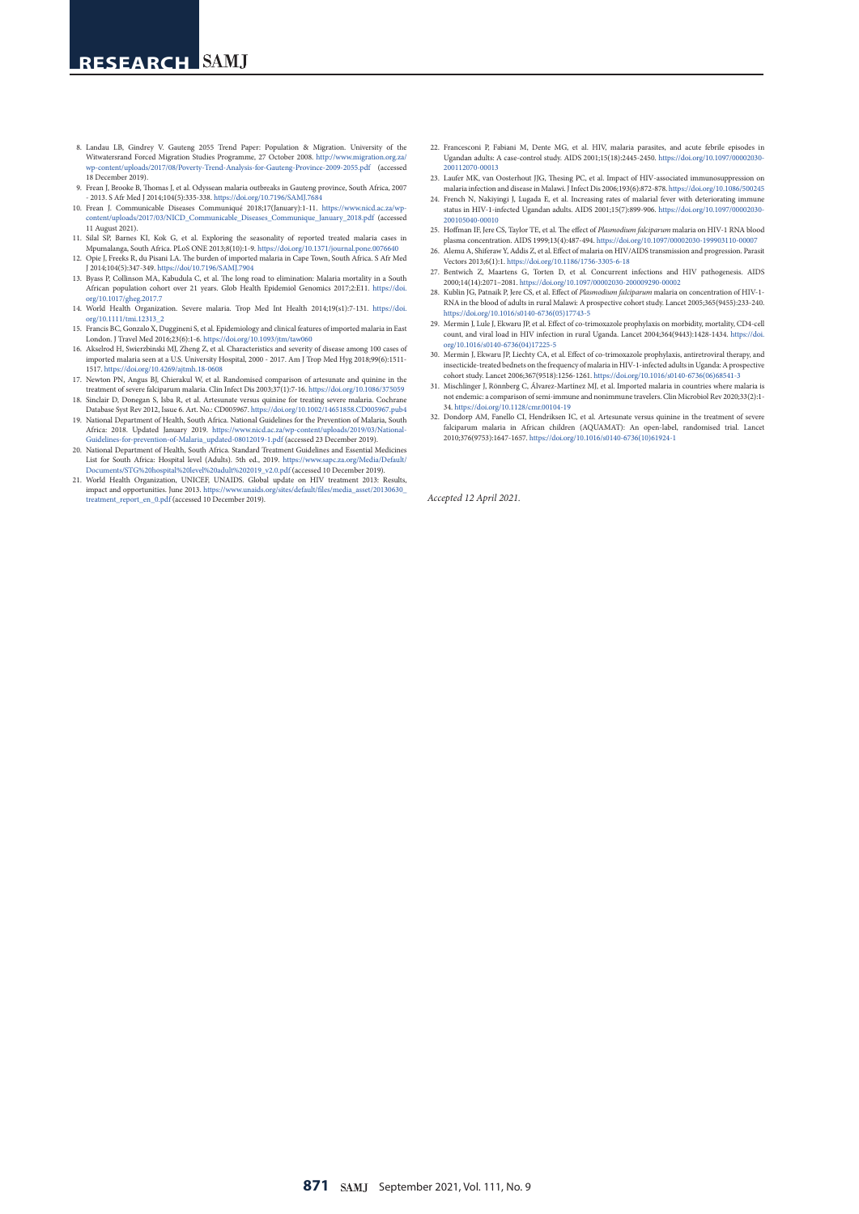8. Landau LB, Gindrey V. Gauteng 2055 Trend Paper: Population & Migration. University of the Witwatersrand Forced Migration Studies Programme, 27 October 2008. http://www.migration.org.za/wp-content/uploads/2017/08/Poverty-Trend-Analysis-for-Gauteng-Province-2009-2055.pdf (accessed 18 December 2019).
9. Frean J, Brooke B, Thomas J, et al. Odyssean malaria outbreaks in Gauteng province, South Africa, 2007 - 2013. S Afr Med J 2014;104(5):335-338. https://doi.org/10.7196/SAMJ.7684
10. Frean J. Communicable Diseases Communiqué 2018;17(January):1-11. https://www.nicd.ac.za/wp-content/uploads/2017/03/NICD_Communicable_Diseases_Communique_January_2018.pdf (accessed 11 August 2021).
11. Silal SP, Barnes KI, Kok G, et al. Exploring the seasonality of reported treated malaria cases in Mpumalanga, South Africa. PLoS ONE 2013;8(10):1-9. https://doi.org/10.1371/journal.pone.0076640
12. Opie J, Freeks R, du Pisani LA. The burden of imported malaria in Cape Town, South Africa. S Afr Med J 2014;104(5):347-349. https://doi/10.7196/SAMJ.7904
13. Byass P, Collinson MA, Kabudula C, et al. The long road to elimination: Malaria mortality in a South African population cohort over 21 years. Glob Health Epidemiol Genomics 2017;2:E11. https://doi.org/10.1017/gheg.2017.7
14. World Health Organization. Severe malaria. Trop Med Int Health 2014;19(s1):7-131. https://doi.org/10.1111/tmi.12313_2
15. Francis BC, Gonzalo X, Duggineni S, et al. Epidemiology and clinical features of imported malaria in East London. J Travel Med 2016;23(6):1-6. https://doi.org/10.1093/jtm/taw060
16. Akselrod H, Swierzbinski MJ, Zheng Z, et al. Characteristics and severity of disease among 100 cases of imported malaria seen at a U.S. University Hospital, 2000 - 2017. Am J Trop Med Hyg 2018;99(6):1511-1517. https://doi.org/10.4269/ajtmh.18-0608
17. Newton PN, Angus BJ, Chierakul W, et al. Randomised comparison of artesunate and quinine in the treatment of severe falciparum malaria. Clin Infect Dis 2003;37(1):7-16. https://doi.org/10.1086/375059
18. Sinclair D, Donegan S, Isba R, et al. Artesunate versus quinine for treating severe malaria. Cochrane Database Syst Rev 2012, Issue 6. Art. No.: CD005967. https://doi.org/10.1002/14651858.CD005967.pub4
19. National Department of Health, South Africa. National Guidelines for the Prevention of Malaria, South Africa: 2018. Updated January 2019. https://www.nicd.ac.za/wp-content/uploads/2019/03/National-Guidelines-for-prevention-of-Malaria_updated-08012019-1.pdf (accessed 23 December 2019).
20. National Department of Health, South Africa. Standard Treatment Guidelines and Essential Medicines List for South Africa: Hospital level (Adults). 5th ed., 2019. https://www.sapc.za.org/Media/Default/Documents/STG%20hospital%20level%20adult%202019_v2.0.pdf (accessed 10 December 2019).
21. World Health Organization, UNICEF, UNAIDS. Global update on HIV treatment 2013: Results, impact and opportunities. June 2013. https://www.unaids.org/sites/default/files/media_asset/20130630_treatment_report_en_0.pdf (accessed 10 December 2019).
22. Francesconi P, Fabiani M, Dente MG, et al. HIV, malaria parasites, and acute febrile episodes in Ugandan adults: A case-control study. AIDS 2001;15(18):2445-2450. https://doi.org/10.1097/00002030-200112070-00013
23. Laufer MK, van Oosterhout JJG, Thesing PC, et al. Impact of HIV-associated immunosuppression on malaria infection and disease in Malawi. J Infect Dis 2006;193(6):872-878. https://doi.org/10.1086/500245
24. French N, Nakiyingi J, Lugada E, et al. Increasing rates of malarial fever with deteriorating immune status in HIV-1-infected Ugandan adults. AIDS 2001;15(7):899-906. https://doi.org/10.1097/00002030-200105040-00010
25. Hoffman IF, Jere CS, Taylor TE, et al. The effect of *Plasmodium falciparum* malaria on HIV-1 RNA blood plasma concentration. AIDS 1999;13(4):487-494. https://doi.org/10.1097/00002030-199903110-00007
26. Alemu A, Shiferaw Y, Addis Z, et al. Effect of malaria on HIV/AIDS transmission and progression. Parasit Vectors 2013;6(1):1. https://doi.org/10.1186/1756-3305-6-18
27. Bentwich Z, Maartens G, Torten D, et al. Concurrent infections and HIV pathogenesis. AIDS 2000;14(14):2071–2081. https://doi.org/10.1097/00002030-200009290-00002
28. Kublin JG, Patnaik P, Jere CS, et al. Effect of *Plasmodium falciparum* malaria on concentration of HIV-1-RNA in the blood of adults in rural Malawi: A prospective cohort study. Lancet 2005;365(9455):233-240. https://doi.org/10.1016/s0140-6736(05)17743-5
29. Mermin J, Lule J, Ekwaru JP, et al. Effect of co-trimoxazole prophylaxis on morbidity, mortality, CD4-cell count, and viral load in HIV infection in rural Uganda. Lancet 2004;364(9443):1428-1434. https://doi.org/10.1016/s0140-6736(04)17225-5
30. Mermin J, Ekwaru JP, Liechty CA, et al. Effect of co-trimoxazole prophylaxis, antiretroviral therapy, and insecticide-treated bednets on the frequency of malaria in HIV-1-infected adults in Uganda: A prospective cohort study. Lancet 2006;367(9518):1256-1261. https://doi.org/10.1016/s0140-6736(06)68541-3
31. Mischlinger J, Rönnberg C, Álvarez-Martínez MJ, et al. Imported malaria in countries where malaria is not endemic: a comparison of semi-immune and nonimmune travelers. Clin Microbiol Rev 2020;33(2):1-34. https://doi.org/10.1128/cmr.00104-19
32. Dondorp AM, Fanello CI, Hendriksen IC, et al. Artesunate versus quinine in the treatment of severe falciparum malaria in African children (AQUAMAT): An open-label, randomised trial. Lancet 2010;376(9753):1647-1657. https://doi.org/10.1016/s0140-6736(10)61924-1

*Accepted 12 April 2021.*